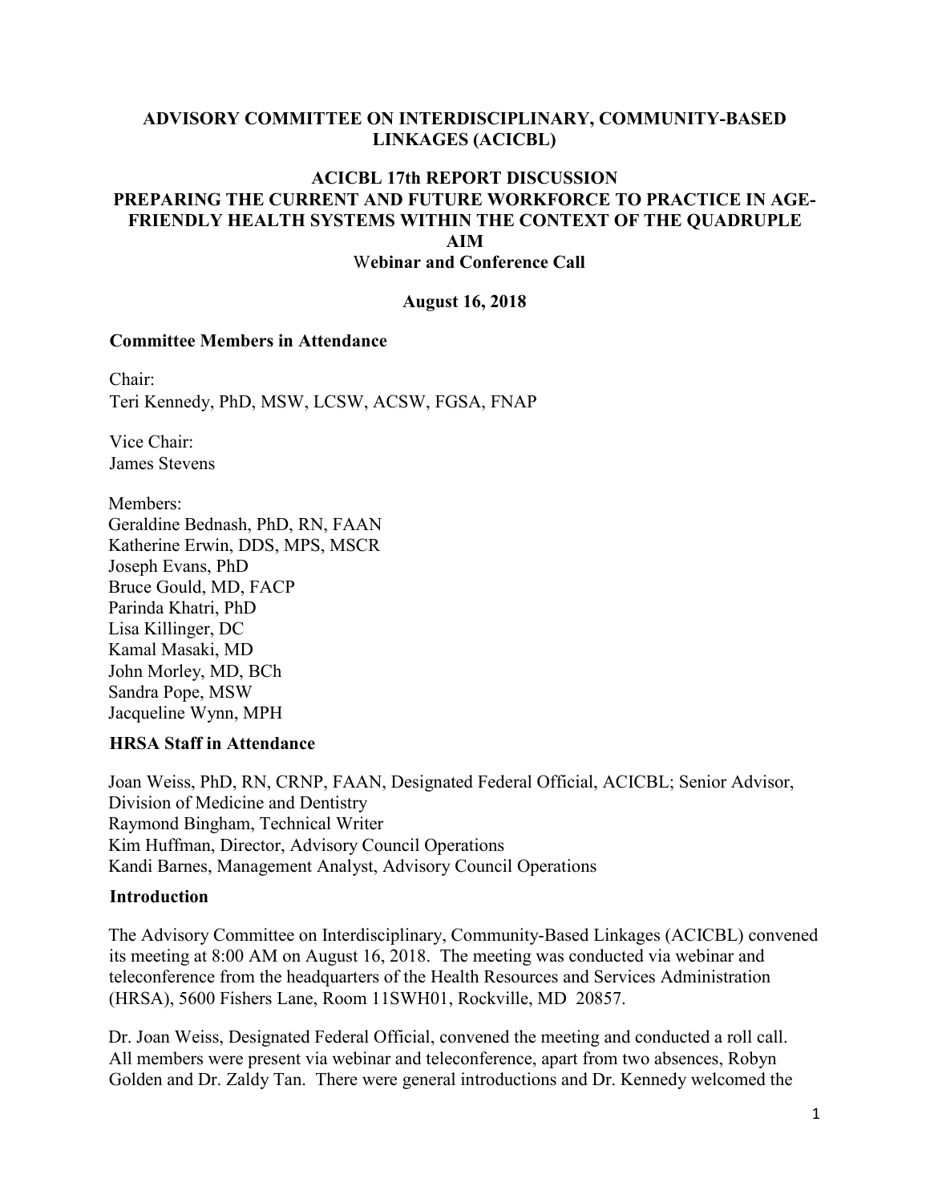# ADVISORY COMMITTEE ON INTERDISCIPLINARY, COMMUNITY-BASED LINKAGES (ACICBL)

## ACICBL 17th REPORT DISCUSSION
## PREPARING THE CURRENT AND FUTURE WORKFORCE TO PRACTICE IN AGE-FRIENDLY HEALTH SYSTEMS WITHIN THE CONTEXT OF THE QUADRUPLE AIM
### Webinar and Conference Call

**August 16, 2018**

### Committee Members in Attendance

Chair:
Teri Kennedy, PhD, MSW, LCSW, ACSW, FGSA, FNAP

Vice Chair:
James Stevens

Members:
Geraldine Bednash, PhD, RN, FAAN
Katherine Erwin, DDS, MPS, MSCR
Joseph Evans, PhD
Bruce Gould, MD, FACP
Parinda Khatri, PhD
Lisa Killinger, DC
Kamal Masaki, MD
John Morley, MD, BCh
Sandra Pope, MSW
Jacqueline Wynn, MPH

### HRSA Staff in Attendance

Joan Weiss, PhD, RN, CRNP, FAAN, Designated Federal Official, ACICBL; Senior Advisor, Division of Medicine and Dentistry
Raymond Bingham, Technical Writer
Kim Huffman, Director, Advisory Council Operations
Kandi Barnes, Management Analyst, Advisory Council Operations

### Introduction

The Advisory Committee on Interdisciplinary, Community-Based Linkages (ACICBL) convened its meeting at 8:00 AM on August 16, 2018. The meeting was conducted via webinar and teleconference from the headquarters of the Health Resources and Services Administration (HRSA), 5600 Fishers Lane, Room 11SWH01, Rockville, MD 20857.

Dr. Joan Weiss, Designated Federal Official, convened the meeting and conducted a roll call. All members were present via webinar and teleconference, apart from two absences, Robyn Golden and Dr. Zaldy Tan. There were general introductions and Dr. Kennedy welcomed the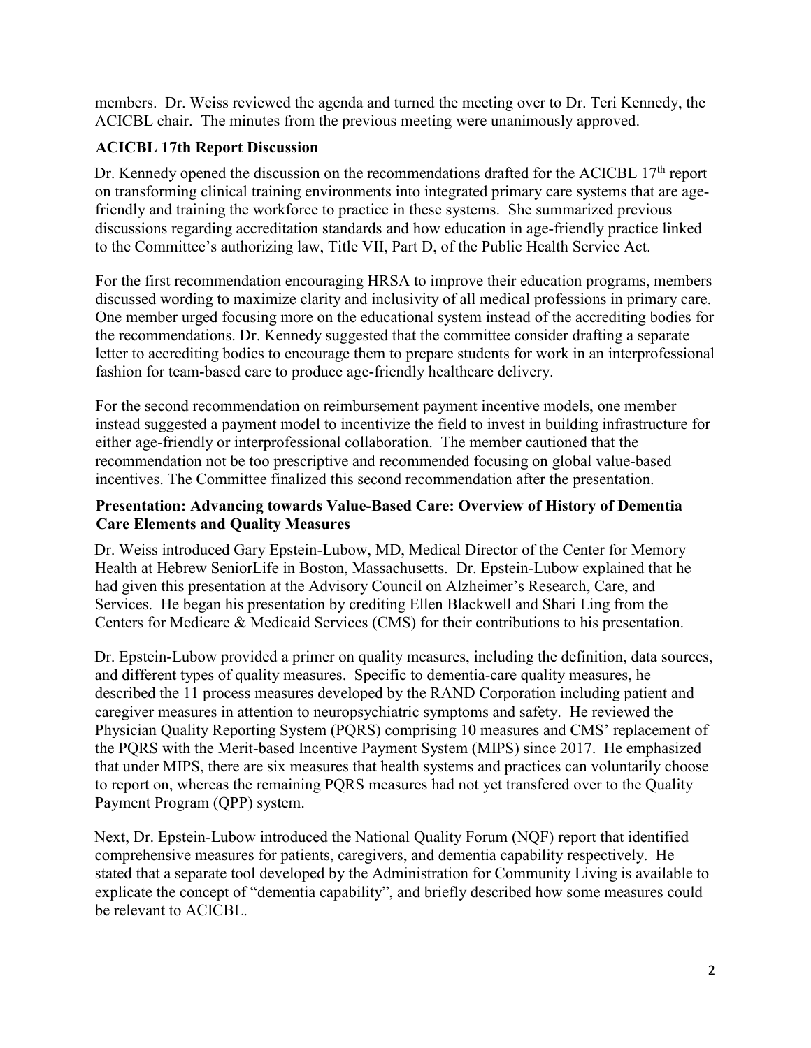members. Dr. Weiss reviewed the agenda and turned the meeting over to Dr. Teri Kennedy, the ACICBL chair. The minutes from the previous meeting were unanimously approved.

## ACICBL 17th Report Discussion

Dr. Kennedy opened the discussion on the recommendations drafted for the ACICBL 17th report on transforming clinical training environments into integrated primary care systems that are age-friendly and training the workforce to practice in these systems. She summarized previous discussions regarding accreditation standards and how education in age-friendly practice linked to the Committee's authorizing law, Title VII, Part D, of the Public Health Service Act.

For the first recommendation encouraging HRSA to improve their education programs, members discussed wording to maximize clarity and inclusivity of all medical professions in primary care. One member urged focusing more on the educational system instead of the accrediting bodies for the recommendations. Dr. Kennedy suggested that the committee consider drafting a separate letter to accrediting bodies to encourage them to prepare students for work in an interprofessional fashion for team-based care to produce age-friendly healthcare delivery.

For the second recommendation on reimbursement payment incentive models, one member instead suggested a payment model to incentivize the field to invest in building infrastructure for either age-friendly or interprofessional collaboration. The member cautioned that the recommendation not be too prescriptive and recommended focusing on global value-based incentives. The Committee finalized this second recommendation after the presentation.

## Presentation: Advancing towards Value-Based Care: Overview of History of Dementia Care Elements and Quality Measures

Dr. Weiss introduced Gary Epstein-Lubow, MD, Medical Director of the Center for Memory Health at Hebrew SeniorLife in Boston, Massachusetts. Dr. Epstein-Lubow explained that he had given this presentation at the Advisory Council on Alzheimer's Research, Care, and Services. He began his presentation by crediting Ellen Blackwell and Shari Ling from the Centers for Medicare & Medicaid Services (CMS) for their contributions to his presentation.

Dr. Epstein-Lubow provided a primer on quality measures, including the definition, data sources, and different types of quality measures. Specific to dementia-care quality measures, he described the 11 process measures developed by the RAND Corporation including patient and caregiver measures in attention to neuropsychiatric symptoms and safety. He reviewed the Physician Quality Reporting System (PQRS) comprising 10 measures and CMS' replacement of the PQRS with the Merit-based Incentive Payment System (MIPS) since 2017. He emphasized that under MIPS, there are six measures that health systems and practices can voluntarily choose to report on, whereas the remaining PQRS measures had not yet transfered over to the Quality Payment Program (QPP) system.

Next, Dr. Epstein-Lubow introduced the National Quality Forum (NQF) report that identified comprehensive measures for patients, caregivers, and dementia capability respectively. He stated that a separate tool developed by the Administration for Community Living is available to explicate the concept of "dementia capability", and briefly described how some measures could be relevant to ACICBL.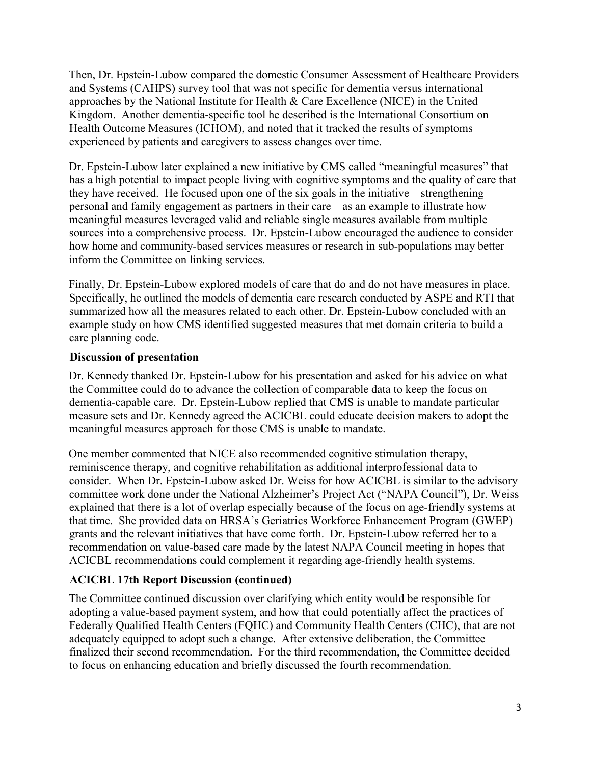Then, Dr. Epstein-Lubow compared the domestic Consumer Assessment of Healthcare Providers and Systems (CAHPS) survey tool that was not specific for dementia versus international approaches by the National Institute for Health & Care Excellence (NICE) in the United Kingdom. Another dementia-specific tool he described is the International Consortium on Health Outcome Measures (ICHOM), and noted that it tracked the results of symptoms experienced by patients and caregivers to assess changes over time.

Dr. Epstein-Lubow later explained a new initiative by CMS called "meaningful measures" that has a high potential to impact people living with cognitive symptoms and the quality of care that they have received. He focused upon one of the six goals in the initiative – strengthening personal and family engagement as partners in their care – as an example to illustrate how meaningful measures leveraged valid and reliable single measures available from multiple sources into a comprehensive process. Dr. Epstein-Lubow encouraged the audience to consider how home and community-based services measures or research in sub-populations may better inform the Committee on linking services.

Finally, Dr. Epstein-Lubow explored models of care that do and do not have measures in place. Specifically, he outlined the models of dementia care research conducted by ASPE and RTI that summarized how all the measures related to each other. Dr. Epstein-Lubow concluded with an example study on how CMS identified suggested measures that met domain criteria to build a care planning code.

### Discussion of presentation

Dr. Kennedy thanked Dr. Epstein-Lubow for his presentation and asked for his advice on what the Committee could do to advance the collection of comparable data to keep the focus on dementia-capable care. Dr. Epstein-Lubow replied that CMS is unable to mandate particular measure sets and Dr. Kennedy agreed the ACICBL could educate decision makers to adopt the meaningful measures approach for those CMS is unable to mandate.

One member commented that NICE also recommended cognitive stimulation therapy, reminiscence therapy, and cognitive rehabilitation as additional interprofessional data to consider. When Dr. Epstein-Lubow asked Dr. Weiss for how ACICBL is similar to the advisory committee work done under the National Alzheimer's Project Act ("NAPA Council"), Dr. Weiss explained that there is a lot of overlap especially because of the focus on age-friendly systems at that time. She provided data on HRSA's Geriatrics Workforce Enhancement Program (GWEP) grants and the relevant initiatives that have come forth. Dr. Epstein-Lubow referred her to a recommendation on value-based care made by the latest NAPA Council meeting in hopes that ACICBL recommendations could complement it regarding age-friendly health systems.

### ACICBL 17th Report Discussion (continued)

The Committee continued discussion over clarifying which entity would be responsible for adopting a value-based payment system, and how that could potentially affect the practices of Federally Qualified Health Centers (FQHC) and Community Health Centers (CHC), that are not adequately equipped to adopt such a change. After extensive deliberation, the Committee finalized their second recommendation. For the third recommendation, the Committee decided to focus on enhancing education and briefly discussed the fourth recommendation.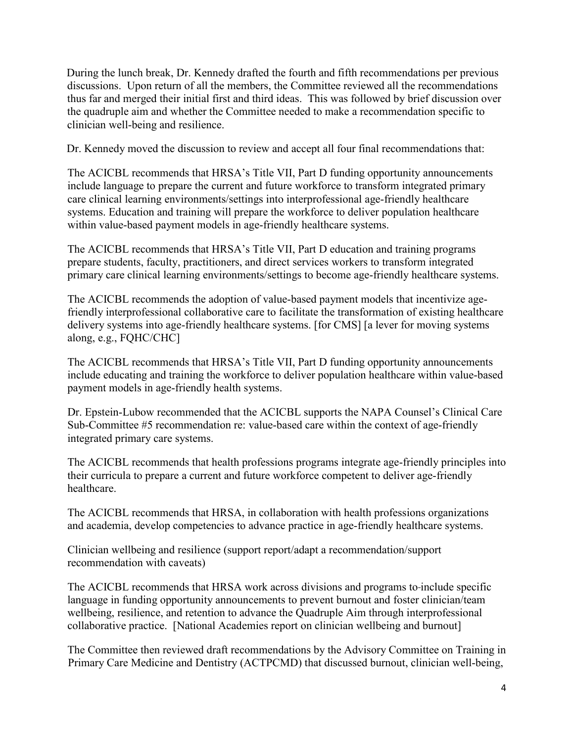During the lunch break, Dr. Kennedy drafted the fourth and fifth recommendations per previous discussions. Upon return of all the members, the Committee reviewed all the recommendations thus far and merged their initial first and third ideas. This was followed by brief discussion over the quadruple aim and whether the Committee needed to make a recommendation specific to clinician well-being and resilience.

Dr. Kennedy moved the discussion to review and accept all four final recommendations that:

The ACICBL recommends that HRSA's Title VII, Part D funding opportunity announcements include language to prepare the current and future workforce to transform integrated primary care clinical learning environments/settings into interprofessional age-friendly healthcare systems. Education and training will prepare the workforce to deliver population healthcare within value-based payment models in age-friendly healthcare systems.

The ACICBL recommends that HRSA's Title VII, Part D education and training programs prepare students, faculty, practitioners, and direct services workers to transform integrated primary care clinical learning environments/settings to become age-friendly healthcare systems.

The ACICBL recommends the adoption of value-based payment models that incentivize age-friendly interprofessional collaborative care to facilitate the transformation of existing healthcare delivery systems into age-friendly healthcare systems. [for CMS] [a lever for moving systems along, e.g., FQHC/CHC]

The ACICBL recommends that HRSA's Title VII, Part D funding opportunity announcements include educating and training the workforce to deliver population healthcare within value-based payment models in age-friendly health systems.

Dr. Epstein-Lubow recommended that the ACICBL supports the NAPA Counsel's Clinical Care Sub-Committee #5 recommendation re: value-based care within the context of age-friendly integrated primary care systems.

The ACICBL recommends that health professions programs integrate age-friendly principles into their curricula to prepare a current and future workforce competent to deliver age-friendly healthcare.

The ACICBL recommends that HRSA, in collaboration with health professions organizations and academia, develop competencies to advance practice in age-friendly healthcare systems.

Clinician wellbeing and resilience (support report/adapt a recommendation/support recommendation with caveats)

The ACICBL recommends that HRSA work across divisions and programs to include specific language in funding opportunity announcements to prevent burnout and foster clinician/team wellbeing, resilience, and retention to advance the Quadruple Aim through interprofessional collaborative practice. [National Academies report on clinician wellbeing and burnout]

The Committee then reviewed draft recommendations by the Advisory Committee on Training in Primary Care Medicine and Dentistry (ACTPCMD) that discussed burnout, clinician well-being,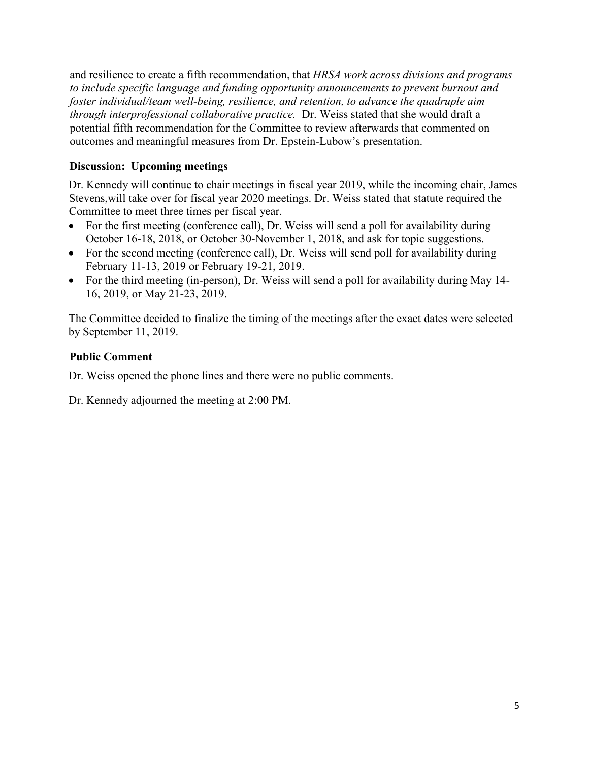and resilience to create a fifth recommendation, that *HRSA work across divisions and programs to include specific language and funding opportunity announcements to prevent burnout and foster individual/team well-being, resilience, and retention, to advance the quadruple aim through interprofessional collaborative practice.* Dr. Weiss stated that she would draft a potential fifth recommendation for the Committee to review afterwards that commented on outcomes and meaningful measures from Dr. Epstein-Lubow's presentation.

### Discussion: Upcoming meetings

Dr. Kennedy will continue to chair meetings in fiscal year 2019, while the incoming chair, James Stevens,will take over for fiscal year 2020 meetings. Dr. Weiss stated that statute required the Committee to meet three times per fiscal year.

- For the first meeting (conference call), Dr. Weiss will send a poll for availability during October 16-18, 2018, or October 30-November 1, 2018, and ask for topic suggestions.
- For the second meeting (conference call), Dr. Weiss will send poll for availability during February 11-13, 2019 or February 19-21, 2019.
- For the third meeting (in-person), Dr. Weiss will send a poll for availability during May 14-16, 2019, or May 21-23, 2019.

The Committee decided to finalize the timing of the meetings after the exact dates were selected by September 11, 2019.

### Public Comment

Dr. Weiss opened the phone lines and there were no public comments.

Dr. Kennedy adjourned the meeting at 2:00 PM.